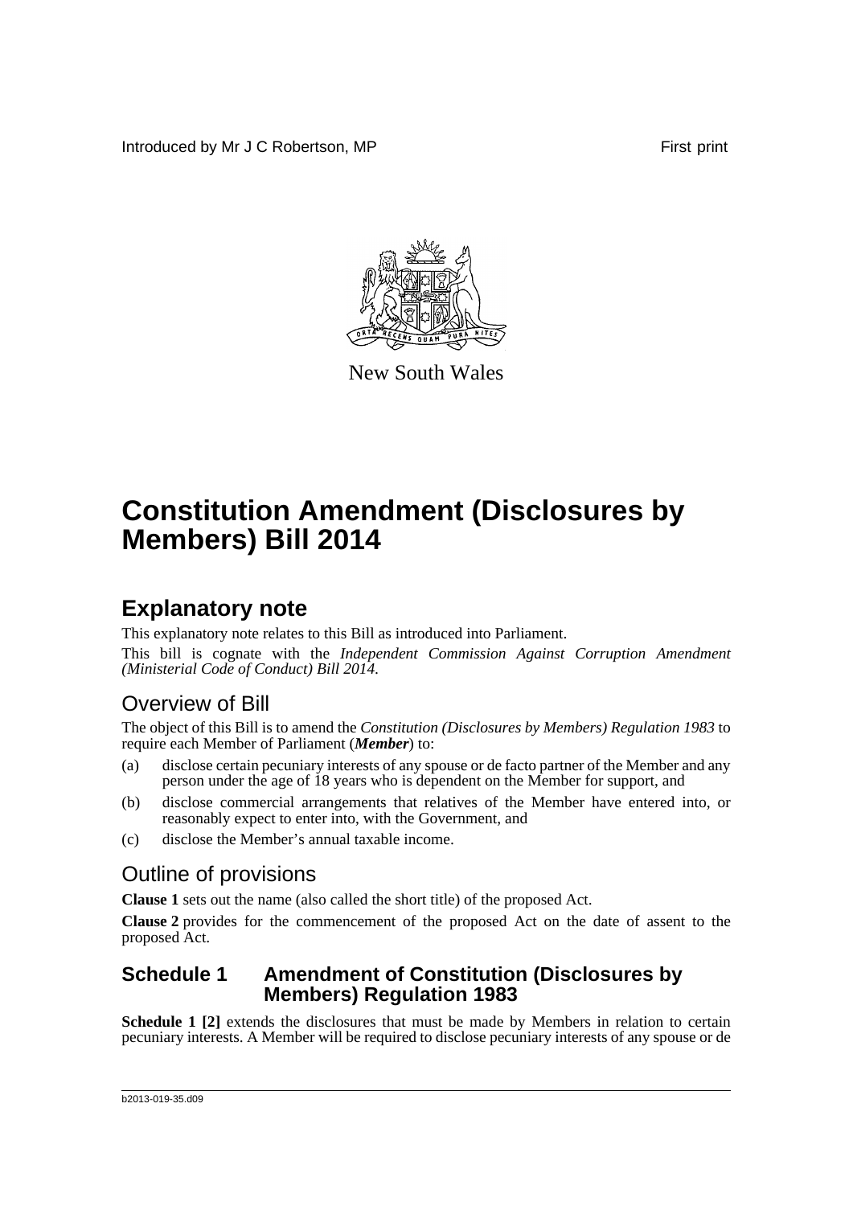Introduced by Mr J C Robertson, MP First print

New South Wales

# Constitution Amendment (Disclosures by Members) Bill 2014

## Explanatory note

This explanatory note relates to this Bill as introduced into Parliament.

This bill is cognate with the *Independent Commission Against Corruption Amendment (Ministerial Code of Conduct) Bill 2014*.

### Overview of Bill

The object of this Bill is to amend the *Constitution (Disclosures by Members) Regulation 1983* to require each Member of Parliament (***Member***) to:

(a) disclose certain pecuniary interests of any spouse or de facto partner of the Member and any person under the age of 18 years who is dependent on the Member for support, and

(b) disclose commercial arrangements that relatives of the Member have entered into, or reasonably expect to enter into, with the Government, and

(c) disclose the Member's annual taxable income.

### Outline of provisions

**Clause 1** sets out the name (also called the short title) of the proposed Act.

**Clause 2** provides for the commencement of the proposed Act on the date of assent to the proposed Act.

### Schedule 1 Amendment of Constitution (Disclosures by Members) Regulation 1983

**Schedule 1 [2]** extends the disclosures that must be made by Members in relation to certain pecuniary interests. A Member will be required to disclose pecuniary interests of any spouse or de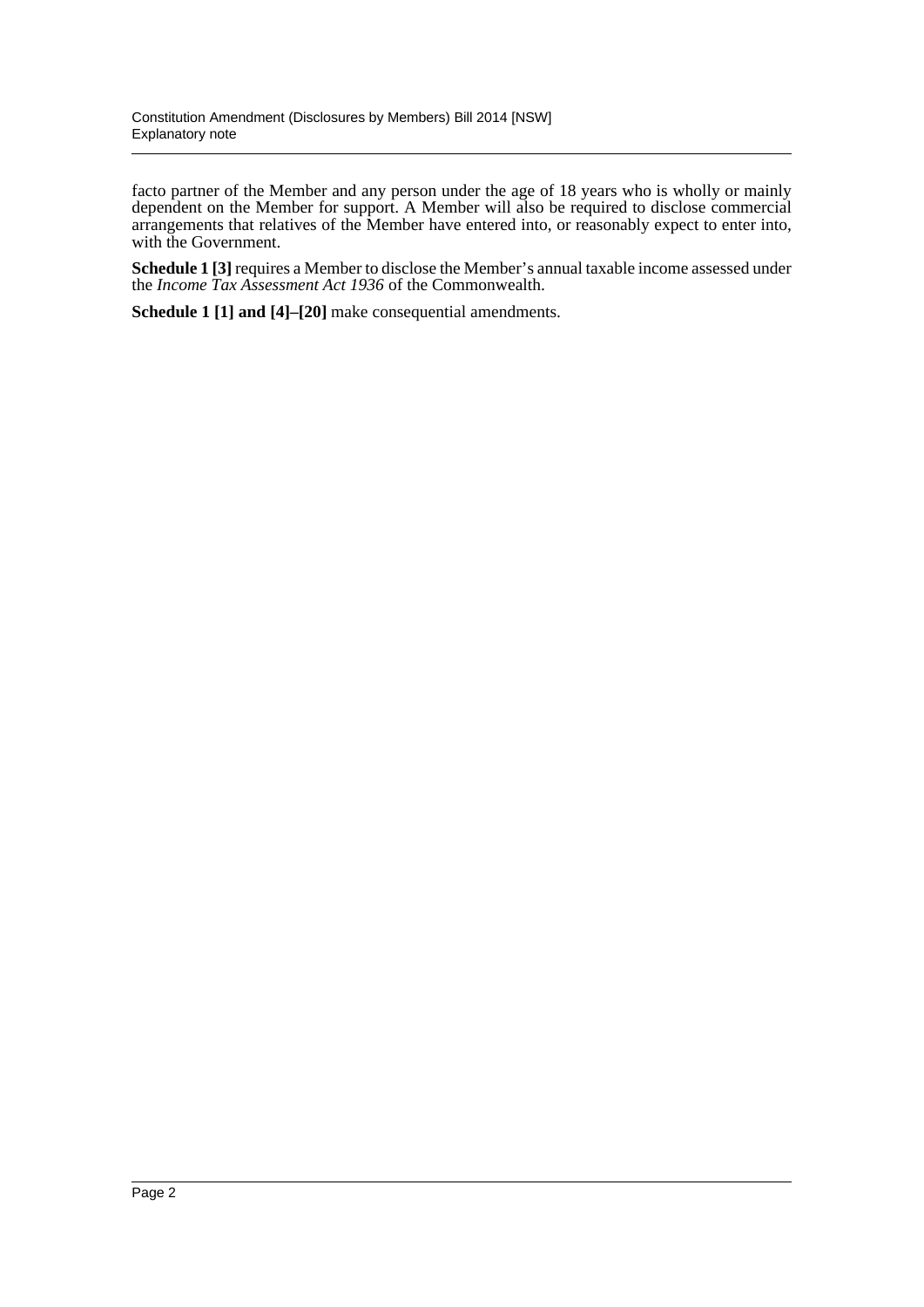facto partner of the Member and any person under the age of 18 years who is wholly or mainly dependent on the Member for support. A Member will also be required to disclose commercial arrangements that relatives of the Member have entered into, or reasonably expect to enter into, with the Government.

**Schedule 1 [3]** requires a Member to disclose the Member's annual taxable income assessed under the *Income Tax Assessment Act 1936* of the Commonwealth.

**Schedule 1 [1] and [4]–[20]** make consequential amendments.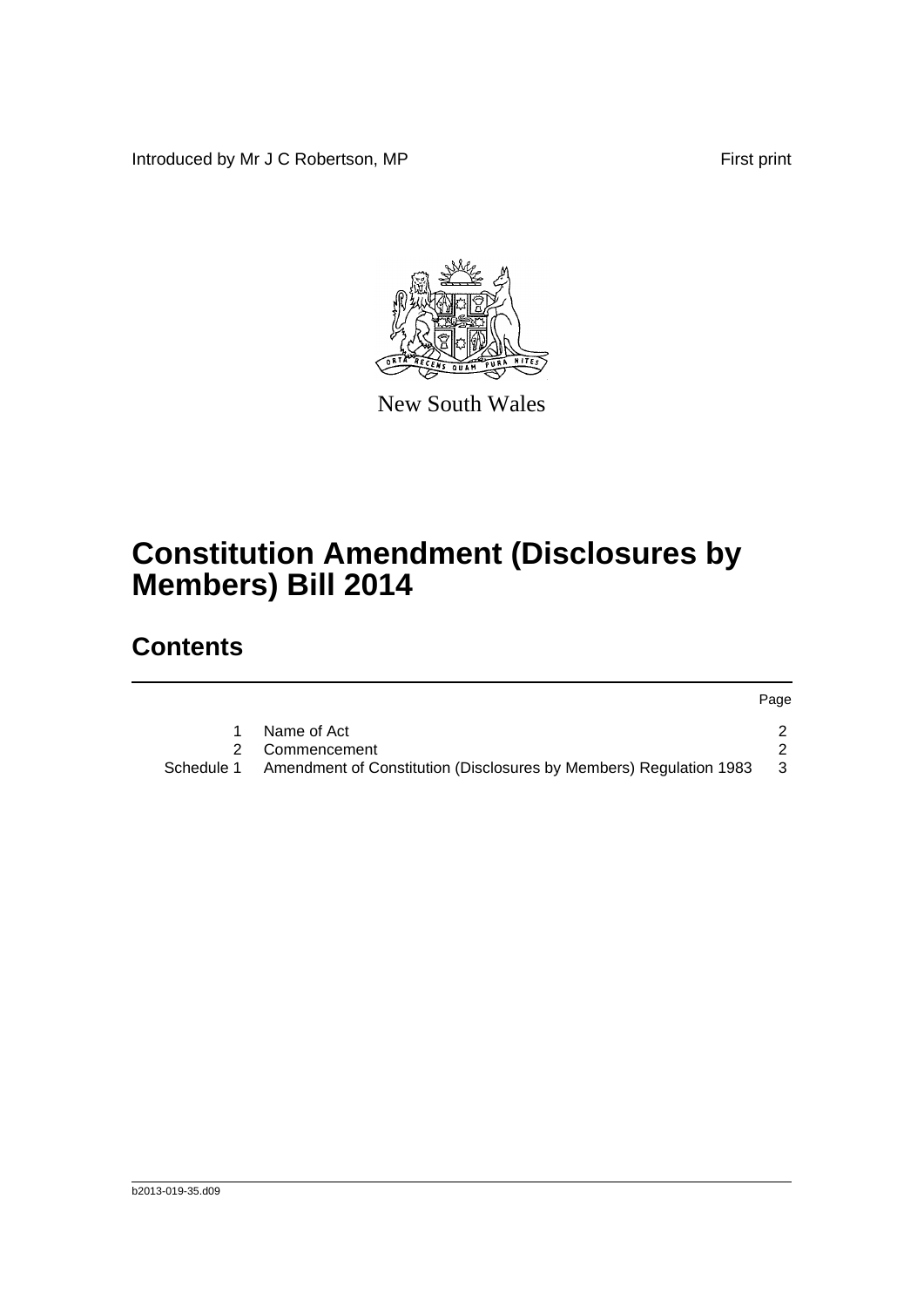Introduced by Mr J C Robertson, MP First print

New South Wales

# Constitution Amendment (Disclosures by Members) Bill 2014

## Contents

| | | Page |
|---|---|---|
| 1 | Name of Act | 2 |
| 2 | Commencement | 2 |
| Schedule 1 | Amendment of Constitution (Disclosures by Members) Regulation 1983 | 3 |

b2013-019-35.d09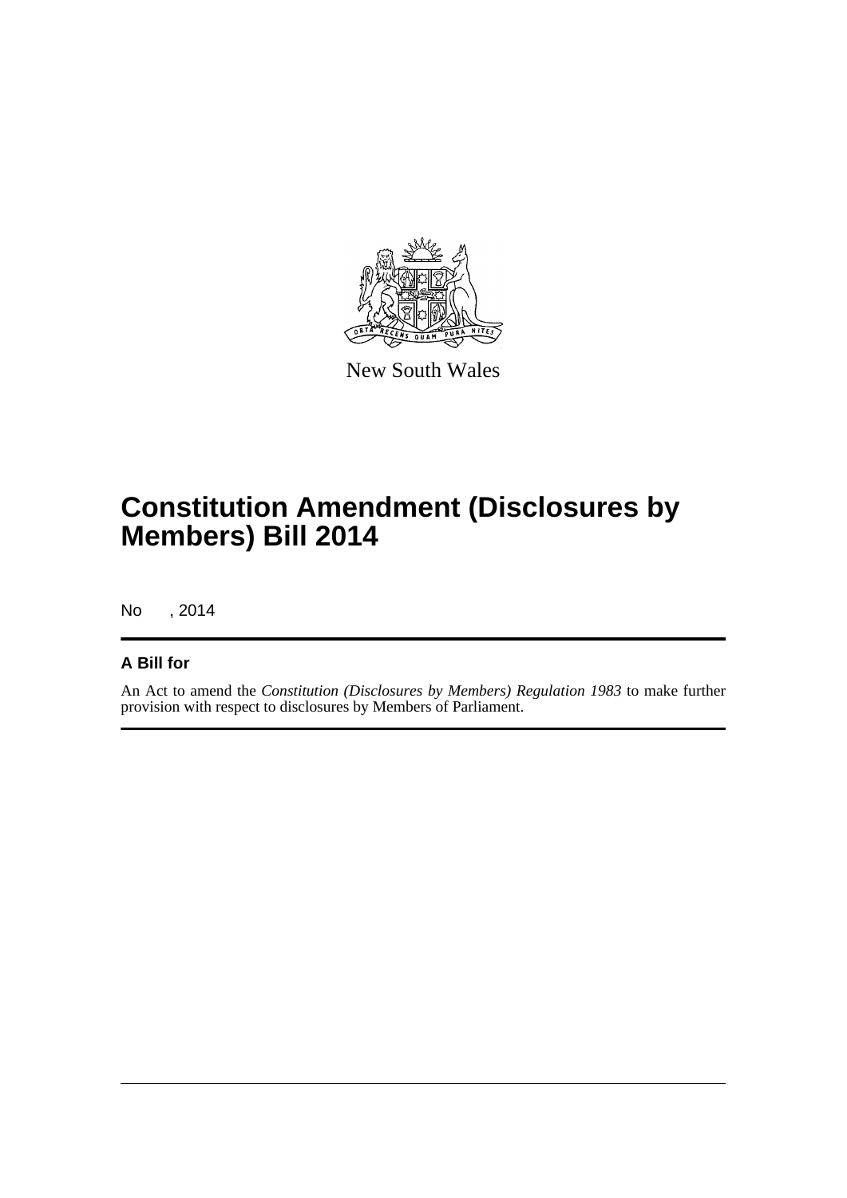New South Wales

# Constitution Amendment (Disclosures by Members) Bill 2014

No , 2014

### A Bill for

An Act to amend the *Constitution (Disclosures by Members) Regulation 1983* to make further provision with respect to disclosures by Members of Parliament.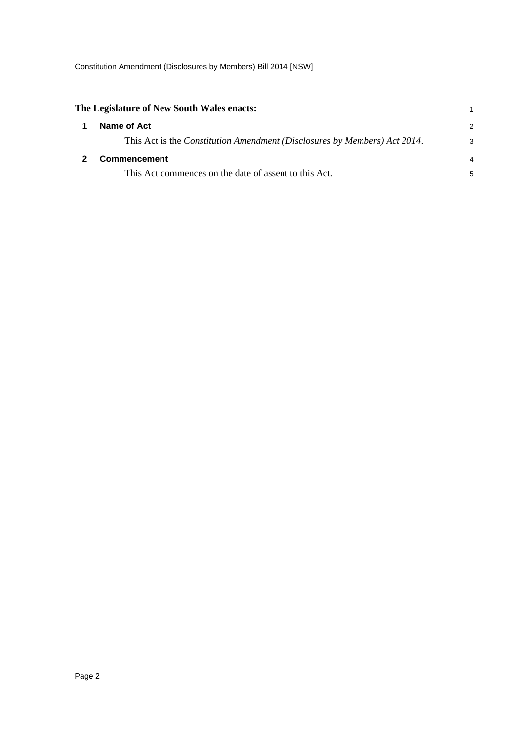**The Legislature of New South Wales enacts:**

## 1 Name of Act

This Act is the *Constitution Amendment (Disclosures by Members) Act 2014*.

## 2 Commencement

This Act commences on the date of assent to this Act.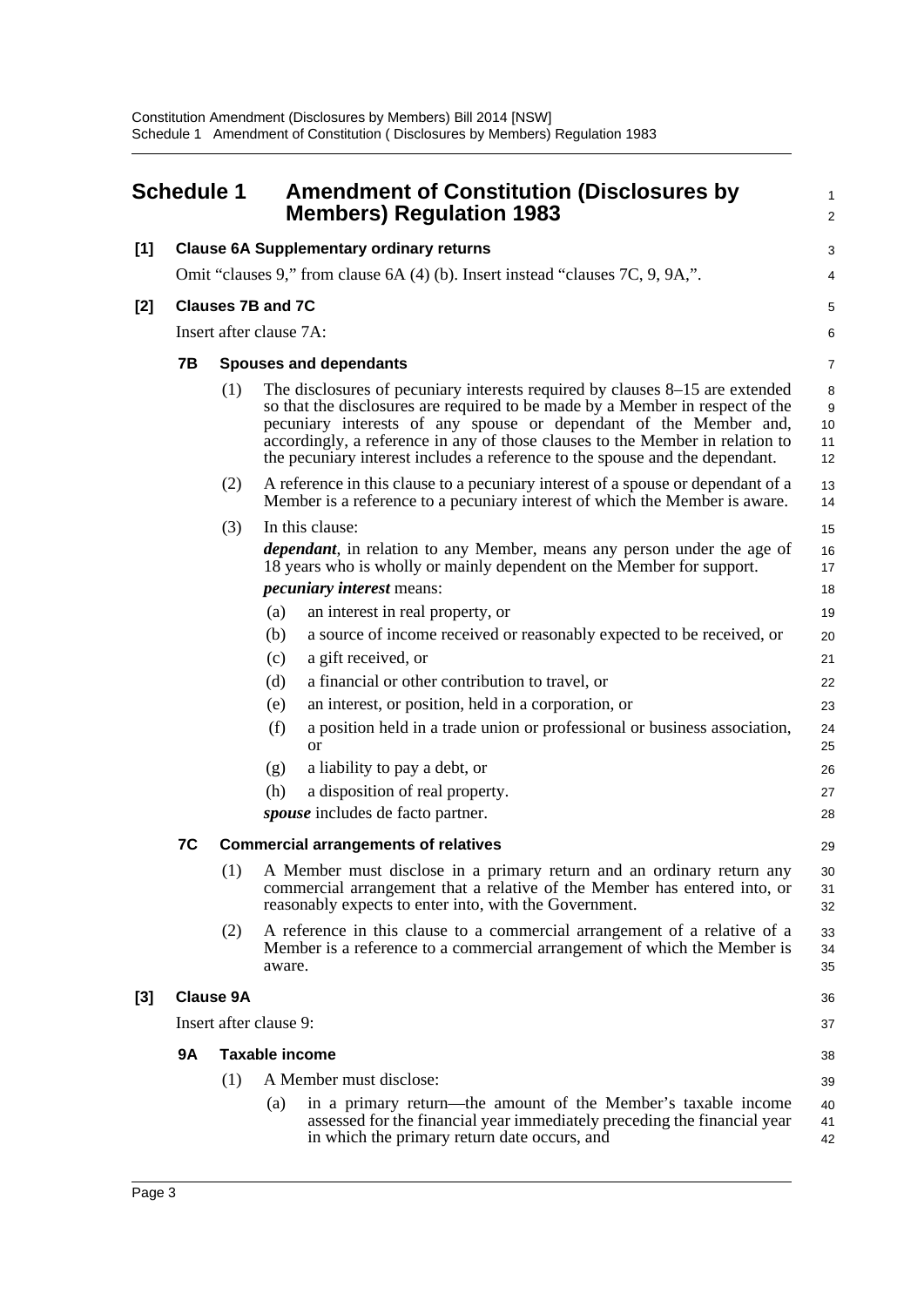## Schedule 1 Amendment of Constitution (Disclosures by Members) Regulation 1983

**[1] Clause 6A Supplementary ordinary returns**

Omit "clauses 9," from clause 6A (4) (b). Insert instead "clauses 7C, 9, 9A,".

**[2] Clauses 7B and 7C**

Insert after clause 7A:

**7B Spouses and dependants**

(1) The disclosures of pecuniary interests required by clauses 8–15 are extended so that the disclosures are required to be made by a Member in respect of the pecuniary interests of any spouse or dependant of the Member and, accordingly, a reference in any of those clauses to the Member in relation to the pecuniary interest includes a reference to the spouse and the dependant.

(2) A reference in this clause to a pecuniary interest of a spouse or dependant of a Member is a reference to a pecuniary interest of which the Member is aware.

(3) In this clause:

***dependant***, in relation to any Member, means any person under the age of 18 years who is wholly or mainly dependent on the Member for support.

***pecuniary interest*** means:

(a) an interest in real property, or

(b) a source of income received or reasonably expected to be received, or

(c) a gift received, or

(d) a financial or other contribution to travel, or

(e) an interest, or position, held in a corporation, or

(f) a position held in a trade union or professional or business association, or

(g) a liability to pay a debt, or

(h) a disposition of real property.

***spouse*** includes de facto partner.

**7C Commercial arrangements of relatives**

(1) A Member must disclose in a primary return and an ordinary return any commercial arrangement that a relative of the Member has entered into, or reasonably expects to enter into, with the Government.

(2) A reference in this clause to a commercial arrangement of a relative of a Member is a reference to a commercial arrangement of which the Member is aware.

**[3] Clause 9A**

Insert after clause 9:

**9A Taxable income**

(1) A Member must disclose:

(a) in a primary return—the amount of the Member's taxable income assessed for the financial year immediately preceding the financial year in which the primary return date occurs, and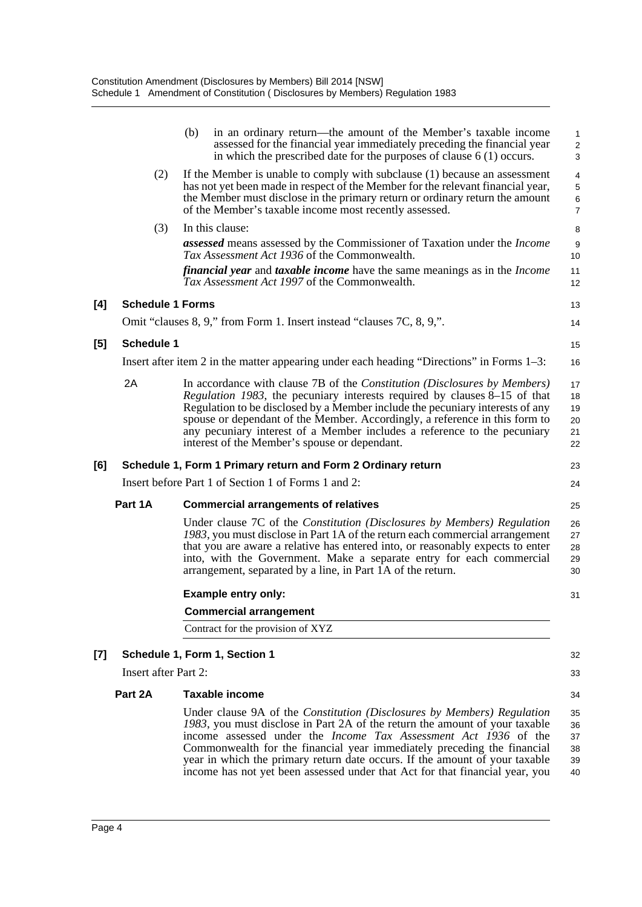(b) in an ordinary return—the amount of the Member's taxable income assessed for the financial year immediately preceding the financial year in which the prescribed date for the purposes of clause 6 (1) occurs.

(2) If the Member is unable to comply with subclause (1) because an assessment has not yet been made in respect of the Member for the relevant financial year, the Member must disclose in the primary return or ordinary return the amount of the Member's taxable income most recently assessed.

(3) In this clause:

***assessed*** means assessed by the Commissioner of Taxation under the *Income Tax Assessment Act 1936* of the Commonwealth.

***financial year*** and ***taxable income*** have the same meanings as in the *Income Tax Assessment Act 1997* of the Commonwealth.

**[4] Schedule 1 Forms**

Omit "clauses 8, 9," from Form 1. Insert instead "clauses 7C, 8, 9,".

**[5] Schedule 1**

Insert after item 2 in the matter appearing under each heading "Directions" in Forms 1–3:

2A In accordance with clause 7B of the *Constitution (Disclosures by Members) Regulation 1983*, the pecuniary interests required by clauses 8–15 of that Regulation to be disclosed by a Member include the pecuniary interests of any spouse or dependant of the Member. Accordingly, a reference in this form to any pecuniary interest of a Member includes a reference to the pecuniary interest of the Member's spouse or dependant.

**[6] Schedule 1, Form 1 Primary return and Form 2 Ordinary return**

Insert before Part 1 of Section 1 of Forms 1 and 2:

**Part 1A Commercial arrangements of relatives**

Under clause 7C of the *Constitution (Disclosures by Members) Regulation 1983*, you must disclose in Part 1A of the return each commercial arrangement that you are aware a relative has entered into, or reasonably expects to enter into, with the Government. Make a separate entry for each commercial arrangement, separated by a line, in Part 1A of the return.

**Example entry only:**

| **Commercial arrangement** |
|---|
| Contract for the provision of XYZ |

**[7] Schedule 1, Form 1, Section 1**

Insert after Part 2:

**Part 2A Taxable income**

Under clause 9A of the *Constitution (Disclosures by Members) Regulation 1983*, you must disclose in Part 2A of the return the amount of your taxable income assessed under the *Income Tax Assessment Act 1936* of the Commonwealth for the financial year immediately preceding the financial year in which the primary return date occurs. If the amount of your taxable income has not yet been assessed under that Act for that financial year, you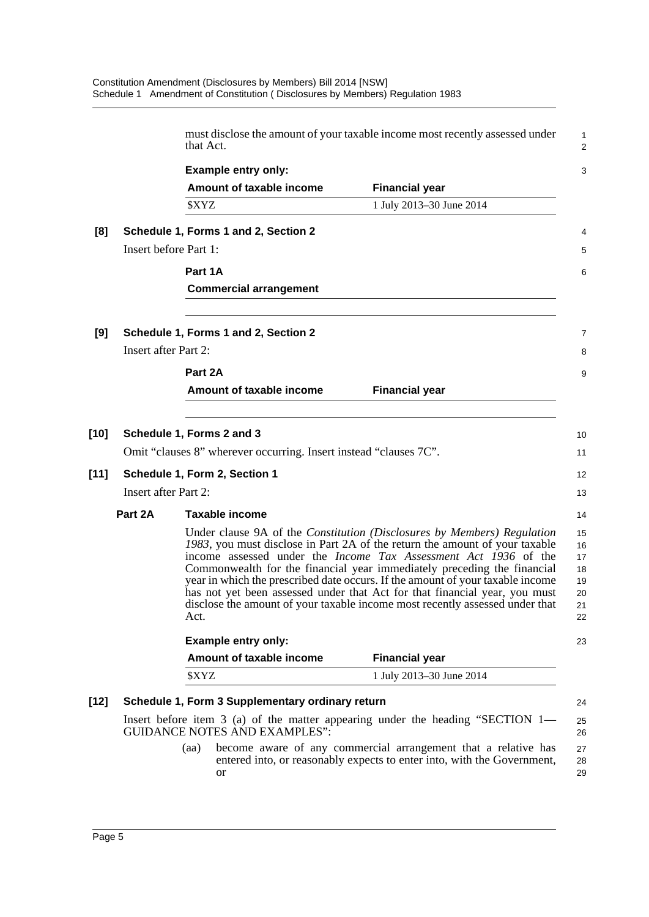must disclose the amount of your taxable income most recently assessed under that Act.

**Example entry only:**

| Amount of taxable income | Financial year |
| --- | --- |
| $XYZ | 1 July 2013–30 June 2014 |

**[8] Schedule 1, Forms 1 and 2, Section 2**

Insert before Part 1:

**Part 1A**

**Commercial arrangement**

**[9] Schedule 1, Forms 1 and 2, Section 2**

Insert after Part 2:

**Part 2A**

| Amount of taxable income | Financial year |
| --- | --- |
| | |

**[10] Schedule 1, Forms 2 and 3**

Omit "clauses 8" wherever occurring. Insert instead "clauses 7C".

**[11] Schedule 1, Form 2, Section 1**

Insert after Part 2:

**Part 2A Taxable income**

Under clause 9A of the *Constitution (Disclosures by Members) Regulation 1983*, you must disclose in Part 2A of the return the amount of your taxable income assessed under the *Income Tax Assessment Act 1936* of the Commonwealth for the financial year immediately preceding the financial year in which the prescribed date occurs. If the amount of your taxable income has not yet been assessed under that Act for that financial year, you must disclose the amount of your taxable income most recently assessed under that Act.

**Example entry only:**

| Amount of taxable income | Financial year |
| --- | --- |
| $XYZ | 1 July 2013–30 June 2014 |

**[12] Schedule 1, Form 3 Supplementary ordinary return**

Insert before item 3 (a) of the matter appearing under the heading "SECTION 1—GUIDANCE NOTES AND EXAMPLES":

(aa) become aware of any commercial arrangement that a relative has entered into, or reasonably expects to enter into, with the Government, or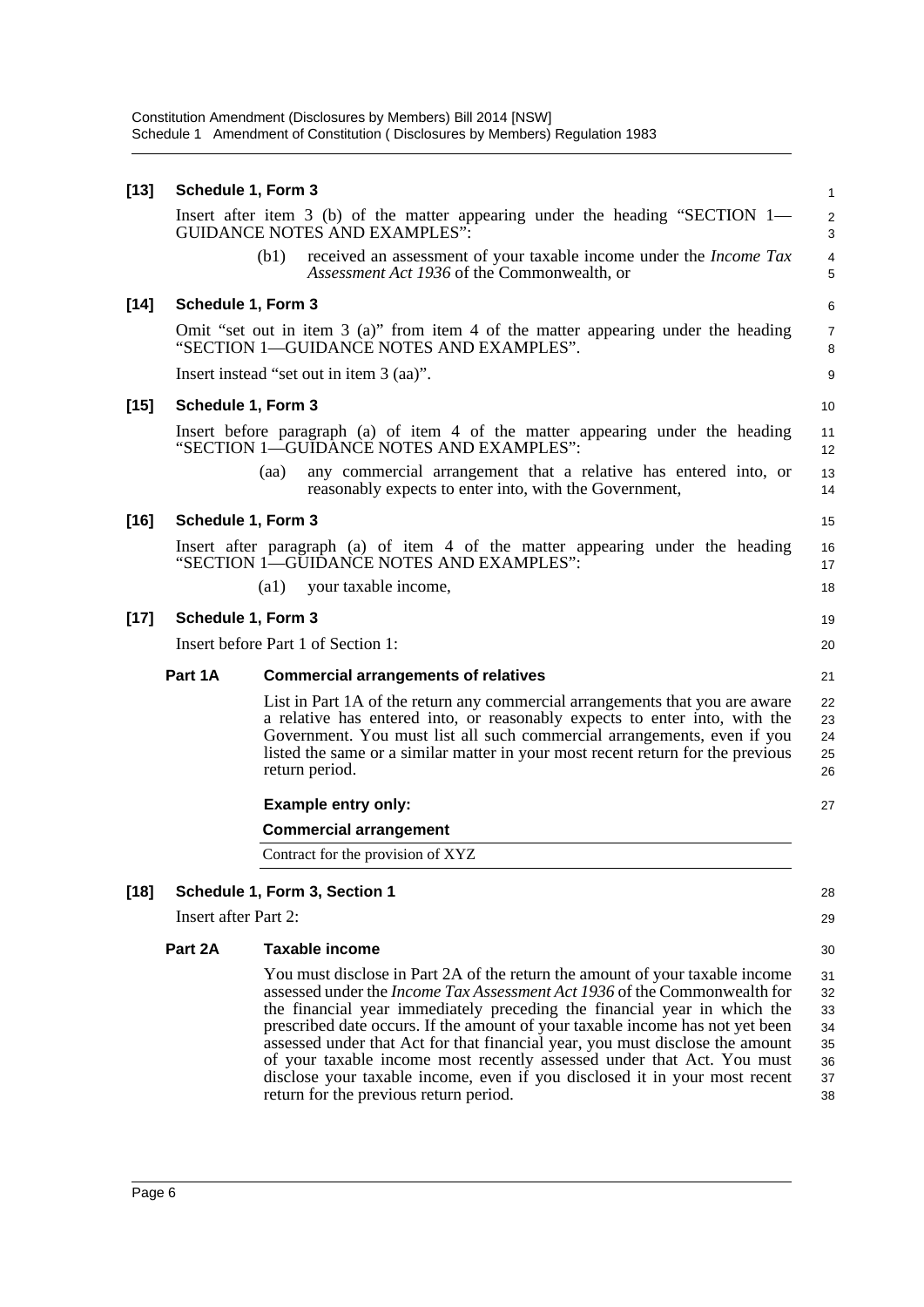**[13] Schedule 1, Form 3**

Insert after item 3 (b) of the matter appearing under the heading "SECTION 1—GUIDANCE NOTES AND EXAMPLES":

(b1) received an assessment of your taxable income under the *Income Tax Assessment Act 1936* of the Commonwealth, or

**[14] Schedule 1, Form 3**

Omit "set out in item 3 (a)" from item 4 of the matter appearing under the heading "SECTION 1—GUIDANCE NOTES AND EXAMPLES".

Insert instead "set out in item 3 (aa)".

**[15] Schedule 1, Form 3**

Insert before paragraph (a) of item 4 of the matter appearing under the heading "SECTION 1—GUIDANCE NOTES AND EXAMPLES":

(aa) any commercial arrangement that a relative has entered into, or reasonably expects to enter into, with the Government,

**[16] Schedule 1, Form 3**

Insert after paragraph (a) of item 4 of the matter appearing under the heading "SECTION 1—GUIDANCE NOTES AND EXAMPLES":

(a1) your taxable income,

**[17] Schedule 1, Form 3**

Insert before Part 1 of Section 1:

**Part 1A Commercial arrangements of relatives**

List in Part 1A of the return any commercial arrangements that you are aware a relative has entered into, or reasonably expects to enter into, with the Government. You must list all such commercial arrangements, even if you listed the same or a similar matter in your most recent return for the previous return period.

**Example entry only:**

| Commercial arrangement |
|---|
| Contract for the provision of XYZ |

**[18] Schedule 1, Form 3, Section 1**

Insert after Part 2:

**Part 2A Taxable income**

You must disclose in Part 2A of the return the amount of your taxable income assessed under the *Income Tax Assessment Act 1936* of the Commonwealth for the financial year immediately preceding the financial year in which the prescribed date occurs. If the amount of your taxable income has not yet been assessed under that Act for that financial year, you must disclose the amount of your taxable income most recently assessed under that Act. You must disclose your taxable income, even if you disclosed it in your most recent return for the previous return period.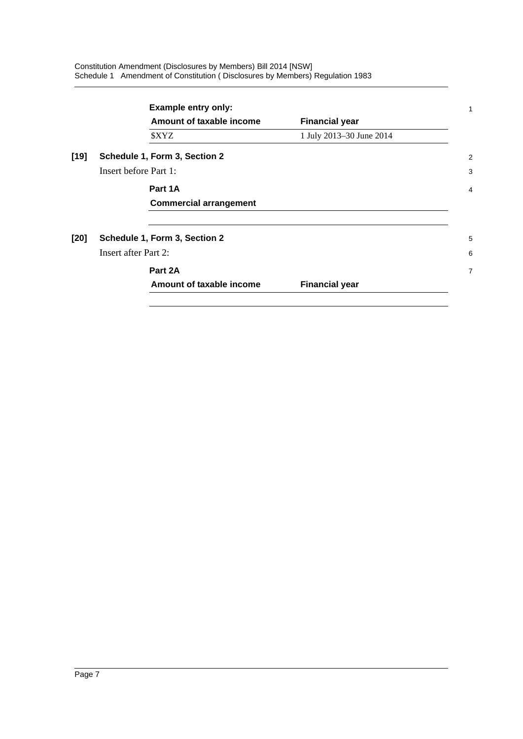**Example entry only:**

| Amount of taxable income | Financial year |
|---|---|
| $XYZ | 1 July 2013–30 June 2014 |

**[19] Schedule 1, Form 3, Section 2**

Insert before Part 1:

**Part 1A**

| Commercial arrangement |
|---|
| |

**[20] Schedule 1, Form 3, Section 2**

Insert after Part 2:

**Part 2A**

| Amount of taxable income | Financial year |
|---|---|
| | |